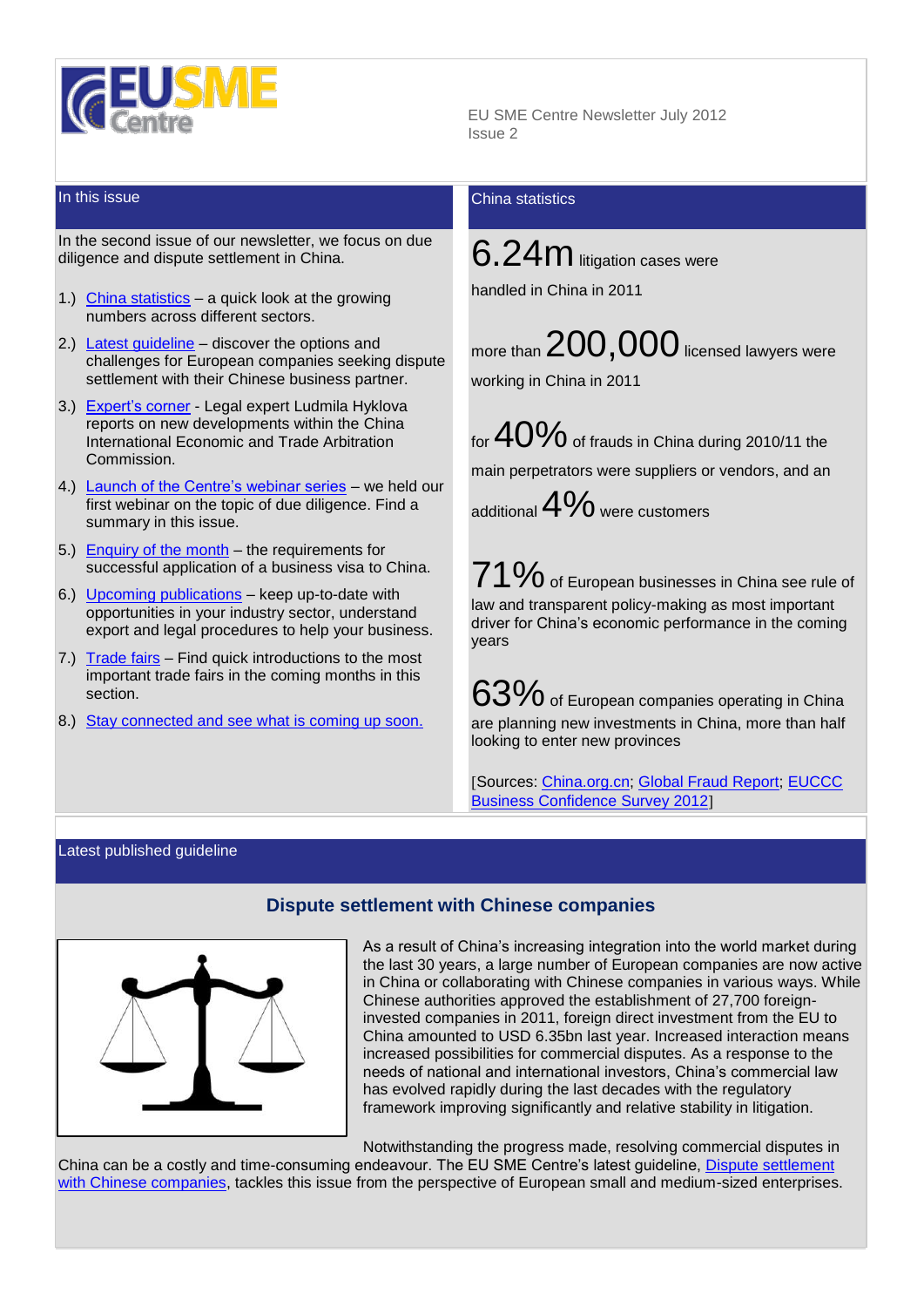EU SME Centre Newsletter July 2012
Issue 2

## In this issue

In the second issue of our newsletter, we focus on due diligence and dispute settlement in China.

1.) China statistics – a quick look at the growing numbers across different sectors.
2.) Latest guideline – discover the options and challenges for European companies seeking dispute settlement with their Chinese business partner.
3.) Expert's corner - Legal expert Ludmila Hyklova reports on new developments within the China International Economic and Trade Arbitration Commission.
4.) Launch of the Centre's webinar series – we held our first webinar on the topic of due diligence. Find a summary in this issue.
5.) Enquiry of the month – the requirements for successful application of a business visa to China.
6.) Upcoming publications – keep up-to-date with opportunities in your industry sector, understand export and legal procedures to help your business.
7.) Trade fairs – Find quick introductions to the most important trade fairs in the coming months in this section.
8.) Stay connected and see what is coming up soon.

## China statistics

**6.24m** litigation cases were handled in China in 2011

more than **200,000** licensed lawyers were working in China in 2011

for **40%** of frauds in China during 2010/11 the main perpetrators were suppliers or vendors, and an additional **4%** were customers

**71%** of European businesses in China see rule of law and transparent policy-making as most important driver for China's economic performance in the coming years

**63%** of European companies operating in China are planning new investments in China, more than half looking to enter new provinces

[Sources: China.org.cn; Global Fraud Report; EUCCC Business Confidence Survey 2012]

## Latest published guideline

### Dispute settlement with Chinese companies

As a result of China's increasing integration into the world market during the last 30 years, a large number of European companies are now active in China or collaborating with Chinese companies in various ways. While Chinese authorities approved the establishment of 27,700 foreign-invested companies in 2011, foreign direct investment from the EU to China amounted to USD 6.35bn last year. Increased interaction means increased possibilities for commercial disputes. As a response to the needs of national and international investors, China's commercial law has evolved rapidly during the last decades with the regulatory framework improving significantly and relative stability in litigation.

Notwithstanding the progress made, resolving commercial disputes in China can be a costly and time-consuming endeavour. The EU SME Centre's latest guideline, Dispute settlement with Chinese companies, tackles this issue from the perspective of European small and medium-sized enterprises.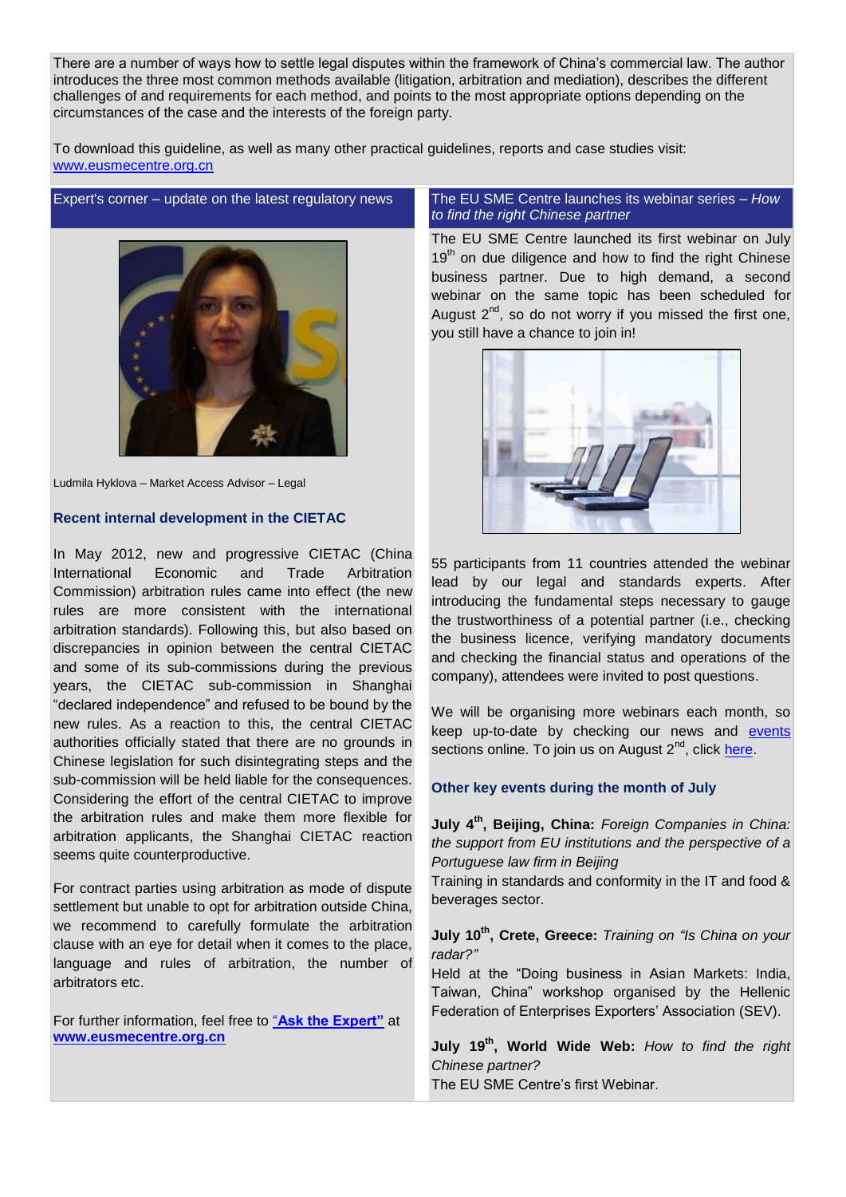There are a number of ways how to settle legal disputes within the framework of China's commercial law. The author introduces the three most common methods available (litigation, arbitration and mediation), describes the different challenges of and requirements for each method, and points to the most appropriate options depending on the circumstances of the case and the interests of the foreign party.

To download this guideline, as well as many other practical guidelines, reports and case studies visit: www.eusmecentre.org.cn

## Expert's corner – update on the latest regulatory news

Ludmila Hyklova – Market Access Advisor – Legal

### Recent internal development in the CIETAC

In May 2012, new and progressive CIETAC (China International Economic and Trade Arbitration Commission) arbitration rules came into effect (the new rules are more consistent with the international arbitration standards). Following this, but also based on discrepancies in opinion between the central CIETAC and some of its sub-commissions during the previous years, the CIETAC sub-commission in Shanghai "declared independence" and refused to be bound by the new rules. As a reaction to this, the central CIETAC authorities officially stated that there are no grounds in Chinese legislation for such disintegrating steps and the sub-commission will be held liable for the consequences. Considering the effort of the central CIETAC to improve the arbitration rules and make them more flexible for arbitration applicants, the Shanghai CIETAC reaction seems quite counterproductive.

For contract parties using arbitration as mode of dispute settlement but unable to opt for arbitration outside China, we recommend to carefully formulate the arbitration clause with an eye for detail when it comes to the place, language and rules of arbitration, the number of arbitrators etc.

For further information, feel free to **"Ask the Expert"** at **www.eusmecentre.org.cn**

## The EU SME Centre launches its webinar series – *How to find the right Chinese partner*

The EU SME Centre launched its first webinar on July 19th on due diligence and how to find the right Chinese business partner. Due to high demand, a second webinar on the same topic has been scheduled for August 2nd, so do not worry if you missed the first one, you still have a chance to join in!

55 participants from 11 countries attended the webinar lead by our legal and standards experts. After introducing the fundamental steps necessary to gauge the trustworthiness of a potential partner (i.e., checking the business licence, verifying mandatory documents and checking the financial status and operations of the company), attendees were invited to post questions.

We will be organising more webinars each month, so keep up-to-date by checking our news and events sections online. To join us on August 2nd, click here.

### Other key events during the month of July

**July 4th, Beijing, China:** *Foreign Companies in China: the support from EU institutions and the perspective of a Portuguese law firm in Beijing*
Training in standards and conformity in the IT and food & beverages sector.

**July 10th, Crete, Greece:** *Training on "Is China on your radar?"*
Held at the "Doing business in Asian Markets: India, Taiwan, China" workshop organised by the Hellenic Federation of Enterprises Exporters' Association (SEV).

**July 19th, World Wide Web:** *How to find the right Chinese partner?*
The EU SME Centre's first Webinar.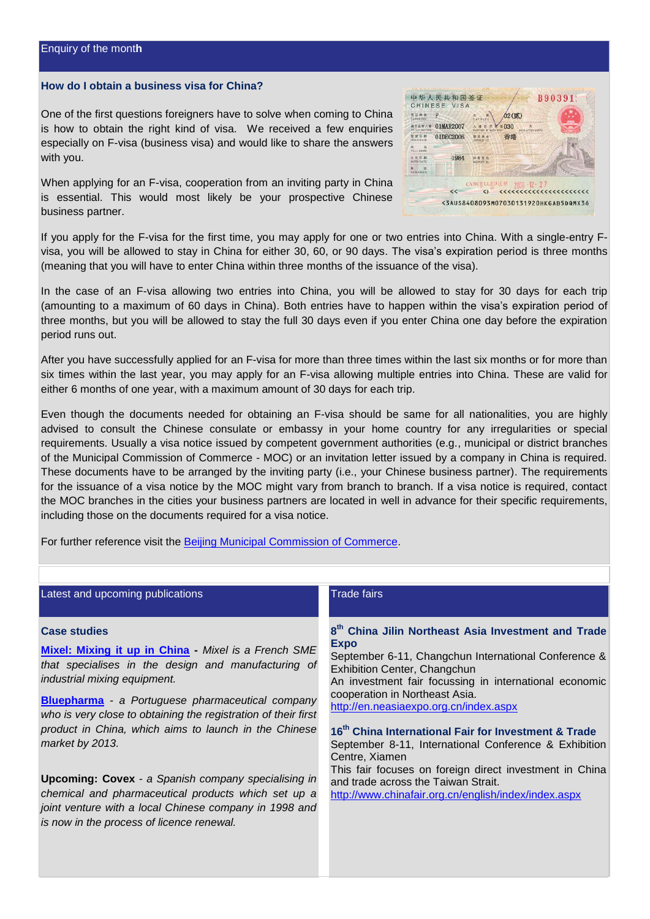## Enquiry of the month

### How do I obtain a business visa for China?

One of the first questions foreigners have to solve when coming to China is how to obtain the right kind of visa. We received a few enquiries especially on F-visa (business visa) and would like to share the answers with you.

When applying for an F-visa, cooperation from an inviting party in China is essential. This would most likely be your prospective Chinese business partner.

If you apply for the F-visa for the first time, you may apply for one or two entries into China. With a single-entry F-visa, you will be allowed to stay in China for either 30, 60, or 90 days. The visa's expiration period is three months (meaning that you will have to enter China within three months of the issuance of the visa).

In the case of an F-visa allowing two entries into China, you will be allowed to stay for 30 days for each trip (amounting to a maximum of 60 days in China). Both entries have to happen within the visa's expiration period of three months, but you will be allowed to stay the full 30 days even if you enter China one day before the expiration period runs out.

After you have successfully applied for an F-visa for more than three times within the last six months or for more than six times within the last year, you may apply for an F-visa allowing multiple entries into China. These are valid for either 6 months of one year, with a maximum amount of 30 days for each trip.

Even though the documents needed for obtaining an F-visa should be same for all nationalities, you are highly advised to consult the Chinese consulate or embassy in your home country for any irregularities or special requirements. Usually a visa notice issued by competent government authorities (e.g., municipal or district branches of the Municipal Commission of Commerce - MOC) or an invitation letter issued by a company in China is required. These documents have to be arranged by the inviting party (i.e., your Chinese business partner). The requirements for the issuance of a visa notice by the MOC might vary from branch to branch. If a visa notice is required, contact the MOC branches in the cities your business partners are located in well in advance for their specific requirements, including those on the documents required for a visa notice.

For further reference visit the Beijing Municipal Commission of Commerce.

## Latest and upcoming publications

### Case studies

**Mixel: Mixing it up in China** - *Mixel is a French SME that specialises in the design and manufacturing of industrial mixing equipment.*

**Bluepharma** - *a Portuguese pharmaceutical company who is very close to obtaining the registration of their first product in China, which aims to launch in the Chinese market by 2013.*

**Upcoming: Covex** - *a Spanish company specialising in chemical and pharmaceutical products which set up a joint venture with a local Chinese company in 1998 and is now in the process of licence renewal.*

## Trade fairs

**8th China Jilin Northeast Asia Investment and Trade Expo**
September 6-11, Changchun International Conference & Exhibition Center, Changchun
An investment fair focussing in international economic cooperation in Northeast Asia.
http://en.neasiaexpo.org.cn/index.aspx

**16th China International Fair for Investment & Trade**
September 8-11, International Conference & Exhibition Centre, Xiamen
This fair focuses on foreign direct investment in China and trade across the Taiwan Strait.
http://www.chinafair.org.cn/english/index/index.aspx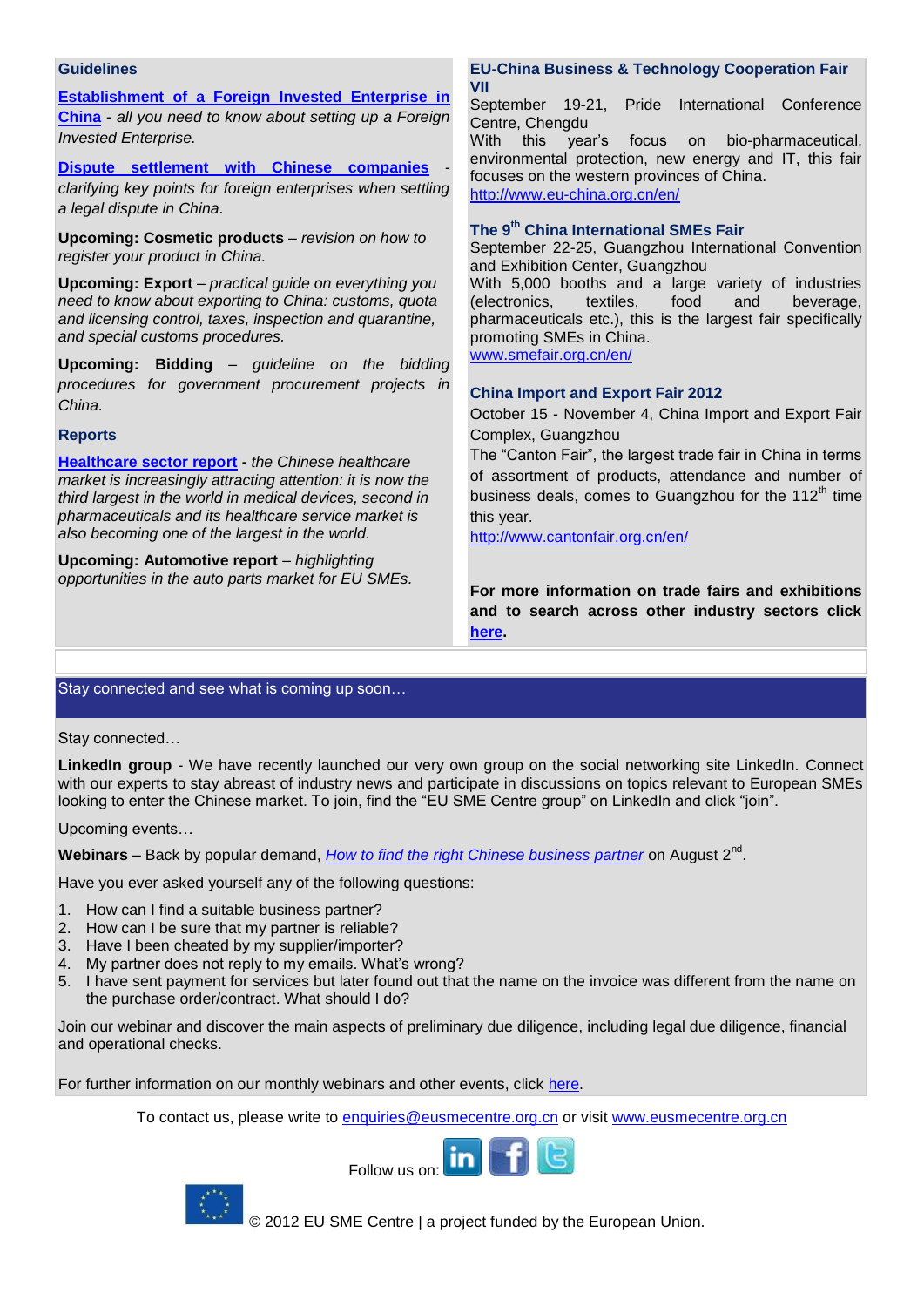## Guidelines

**Establishment of a Foreign Invested Enterprise in China** - *all you need to know about setting up a Foreign Invested Enterprise.*

**Dispute settlement with Chinese companies** - *clarifying key points for foreign enterprises when settling a legal dispute in China.*

**Upcoming: Cosmetic products** – *revision on how to register your product in China.*

**Upcoming: Export** – *practical guide on everything you need to know about exporting to China: customs, quota and licensing control, taxes, inspection and quarantine, and special customs procedures.*

**Upcoming: Bidding** – *guideline on the bidding procedures for government procurement projects in China.*

## Reports

**Healthcare sector report** - *the Chinese healthcare market is increasingly attracting attention: it is now the third largest in the world in medical devices, second in pharmaceuticals and its healthcare service market is also becoming one of the largest in the world.*

**Upcoming: Automotive report** – *highlighting opportunities in the auto parts market for EU SMEs.*

### EU-China Business & Technology Cooperation Fair VII

September 19-21, Pride International Conference Centre, Chengdu

With this year's focus on bio-pharmaceutical, environmental protection, new energy and IT, this fair focuses on the western provinces of China.

http://www.eu-china.org.cn/en/

### The 9th China International SMEs Fair

September 22-25, Guangzhou International Convention and Exhibition Center, Guangzhou

With 5,000 booths and a large variety of industries (electronics, textiles, food and beverage, pharmaceuticals etc.), this is the largest fair specifically promoting SMEs in China.

www.smefair.org.cn/en/

### China Import and Export Fair 2012

October 15 - November 4, China Import and Export Fair Complex, Guangzhou

The "Canton Fair", the largest trade fair in China in terms of assortment of products, attendance and number of business deals, comes to Guangzhou for the 112th time this year.

http://www.cantonfair.org.cn/en/

**For more information on trade fairs and exhibitions and to search across other industry sectors click here.**

## Stay connected and see what is coming up soon…

Stay connected…

**LinkedIn group** - We have recently launched our very own group on the social networking site LinkedIn. Connect with our experts to stay abreast of industry news and participate in discussions on topics relevant to European SMEs looking to enter the Chinese market. To join, find the "EU SME Centre group" on LinkedIn and click "join".

Upcoming events…

**Webinars** – Back by popular demand, *How to find the right Chinese business partner* on August 2nd.

Have you ever asked yourself any of the following questions:

1. How can I find a suitable business partner?
2. How can I be sure that my partner is reliable?
3. Have I been cheated by my supplier/importer?
4. My partner does not reply to my emails. What's wrong?
5. I have sent payment for services but later found out that the name on the invoice was different from the name on the purchase order/contract. What should I do?

Join our webinar and discover the main aspects of preliminary due diligence, including legal due diligence, financial and operational checks.

For further information on our monthly webinars and other events, click here.

To contact us, please write to enquiries@eusmecentre.org.cn or visit www.eusmecentre.org.cn

Follow us on:

© 2012 EU SME Centre | a project funded by the European Union.